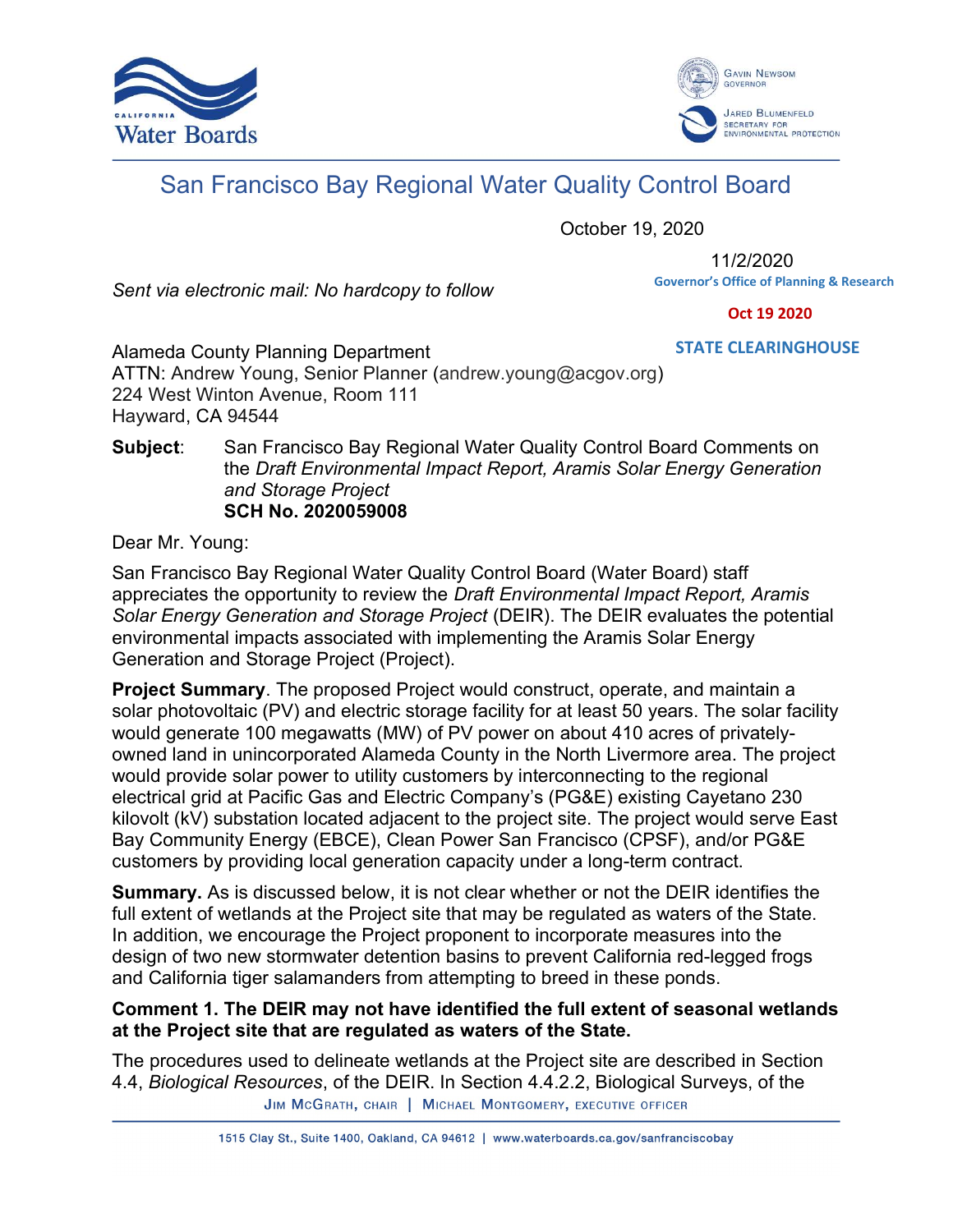California Water Boards

Gavin Newsom, Governor

Jared Blumenfeld, Secretary for Environmental Protection

# San Francisco Bay Regional Water Quality Control Board

October 19, 2020

11/2/2020

Governor's Office of Planning & Research

Oct 19 2020

STATE CLEARINGHOUSE

*Sent via electronic mail: No hardcopy to follow*

Alameda County Planning Department
ATTN: Andrew Young, Senior Planner (andrew.young@acgov.org)
224 West Winton Avenue, Room 111
Hayward, CA 94544

**Subject**: San Francisco Bay Regional Water Quality Control Board Comments on the *Draft Environmental Impact Report, Aramis Solar Energy Generation and Storage Project*
**SCH No. 2020059008**

Dear Mr. Young:

San Francisco Bay Regional Water Quality Control Board (Water Board) staff appreciates the opportunity to review the *Draft Environmental Impact Report, Aramis Solar Energy Generation and Storage Project* (DEIR). The DEIR evaluates the potential environmental impacts associated with implementing the Aramis Solar Energy Generation and Storage Project (Project).

**Project Summary**. The proposed Project would construct, operate, and maintain a solar photovoltaic (PV) and electric storage facility for at least 50 years. The solar facility would generate 100 megawatts (MW) of PV power on about 410 acres of privately-owned land in unincorporated Alameda County in the North Livermore area. The project would provide solar power to utility customers by interconnecting to the regional electrical grid at Pacific Gas and Electric Company's (PG&E) existing Cayetano 230 kilovolt (kV) substation located adjacent to the project site. The project would serve East Bay Community Energy (EBCE), Clean Power San Francisco (CPSF), and/or PG&E customers by providing local generation capacity under a long-term contract.

**Summary.** As is discussed below, it is not clear whether or not the DEIR identifies the full extent of wetlands at the Project site that may be regulated as waters of the State. In addition, we encourage the Project proponent to incorporate measures into the design of two new stormwater detention basins to prevent California red-legged frogs and California tiger salamanders from attempting to breed in these ponds.

**Comment 1. The DEIR may not have identified the full extent of seasonal wetlands at the Project site that are regulated as waters of the State.**

The procedures used to delineate wetlands at the Project site are described in Section 4.4, *Biological Resources*, of the DEIR. In Section 4.4.2.2, Biological Surveys, of the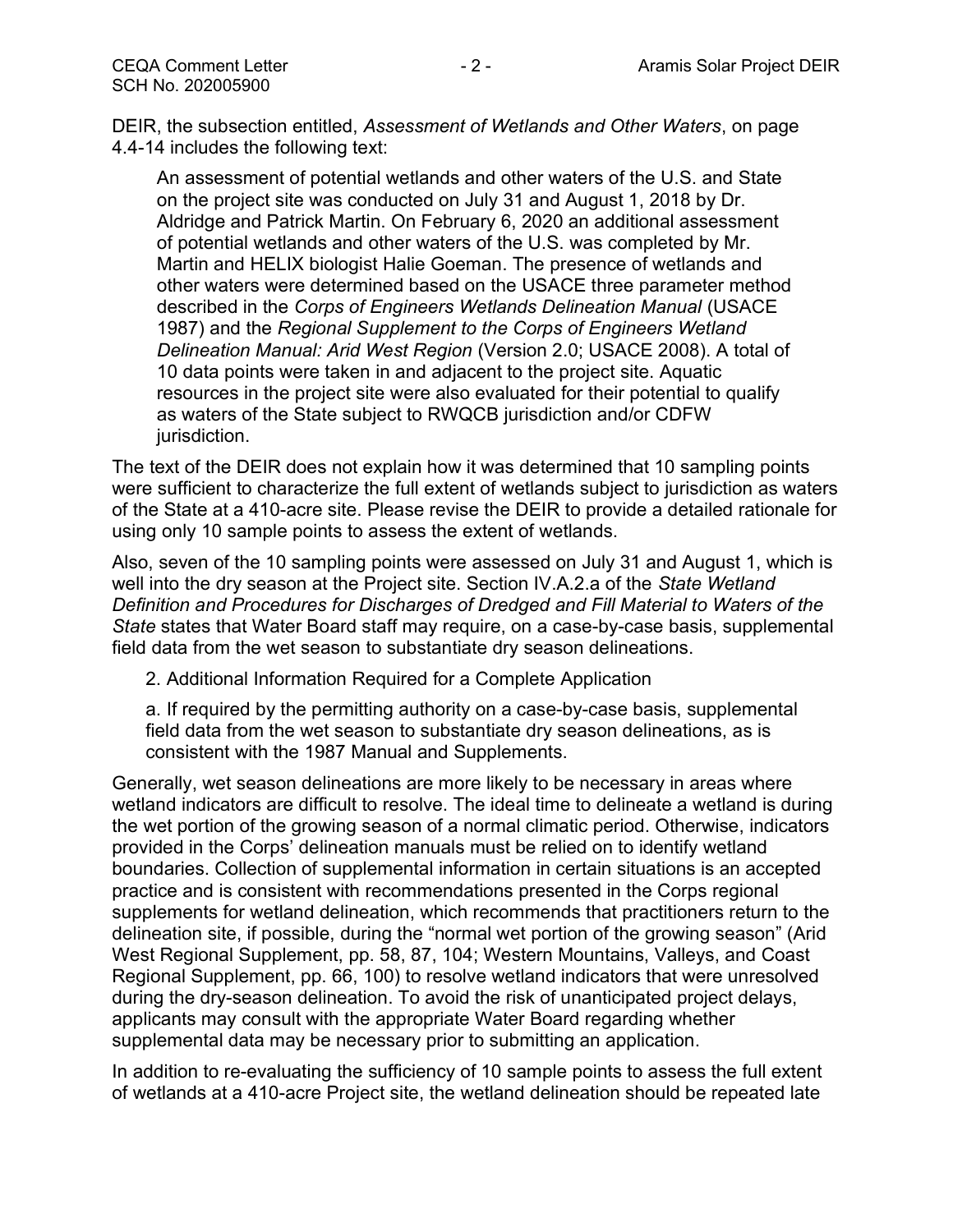DEIR, the subsection entitled, *Assessment of Wetlands and Other Waters*, on page 4.4-14 includes the following text:

> An assessment of potential wetlands and other waters of the U.S. and State on the project site was conducted on July 31 and August 1, 2018 by Dr. Aldridge and Patrick Martin. On February 6, 2020 an additional assessment of potential wetlands and other waters of the U.S. was completed by Mr. Martin and HELIX biologist Halie Goeman. The presence of wetlands and other waters were determined based on the USACE three parameter method described in the *Corps of Engineers Wetlands Delineation Manual* (USACE 1987) and the *Regional Supplement to the Corps of Engineers Wetland Delineation Manual: Arid West Region* (Version 2.0; USACE 2008). A total of 10 data points were taken in and adjacent to the project site. Aquatic resources in the project site were also evaluated for their potential to qualify as waters of the State subject to RWQCB jurisdiction and/or CDFW jurisdiction.

The text of the DEIR does not explain how it was determined that 10 sampling points were sufficient to characterize the full extent of wetlands subject to jurisdiction as waters of the State at a 410-acre site. Please revise the DEIR to provide a detailed rationale for using only 10 sample points to assess the extent of wetlands.

Also, seven of the 10 sampling points were assessed on July 31 and August 1, which is well into the dry season at the Project site. Section IV.A.2.a of the *State Wetland Definition and Procedures for Discharges of Dredged and Fill Material to Waters of the State* states that Water Board staff may require, on a case-by-case basis, supplemental field data from the wet season to substantiate dry season delineations.

> 2. Additional Information Required for a Complete Application
>
> a. If required by the permitting authority on a case-by-case basis, supplemental field data from the wet season to substantiate dry season delineations, as is consistent with the 1987 Manual and Supplements.

Generally, wet season delineations are more likely to be necessary in areas where wetland indicators are difficult to resolve. The ideal time to delineate a wetland is during the wet portion of the growing season of a normal climatic period. Otherwise, indicators provided in the Corps' delineation manuals must be relied on to identify wetland boundaries. Collection of supplemental information in certain situations is an accepted practice and is consistent with recommendations presented in the Corps regional supplements for wetland delineation, which recommends that practitioners return to the delineation site, if possible, during the "normal wet portion of the growing season" (Arid West Regional Supplement, pp. 58, 87, 104; Western Mountains, Valleys, and Coast Regional Supplement, pp. 66, 100) to resolve wetland indicators that were unresolved during the dry-season delineation. To avoid the risk of unanticipated project delays, applicants may consult with the appropriate Water Board regarding whether supplemental data may be necessary prior to submitting an application.

In addition to re-evaluating the sufficiency of 10 sample points to assess the full extent of wetlands at a 410-acre Project site, the wetland delineation should be repeated late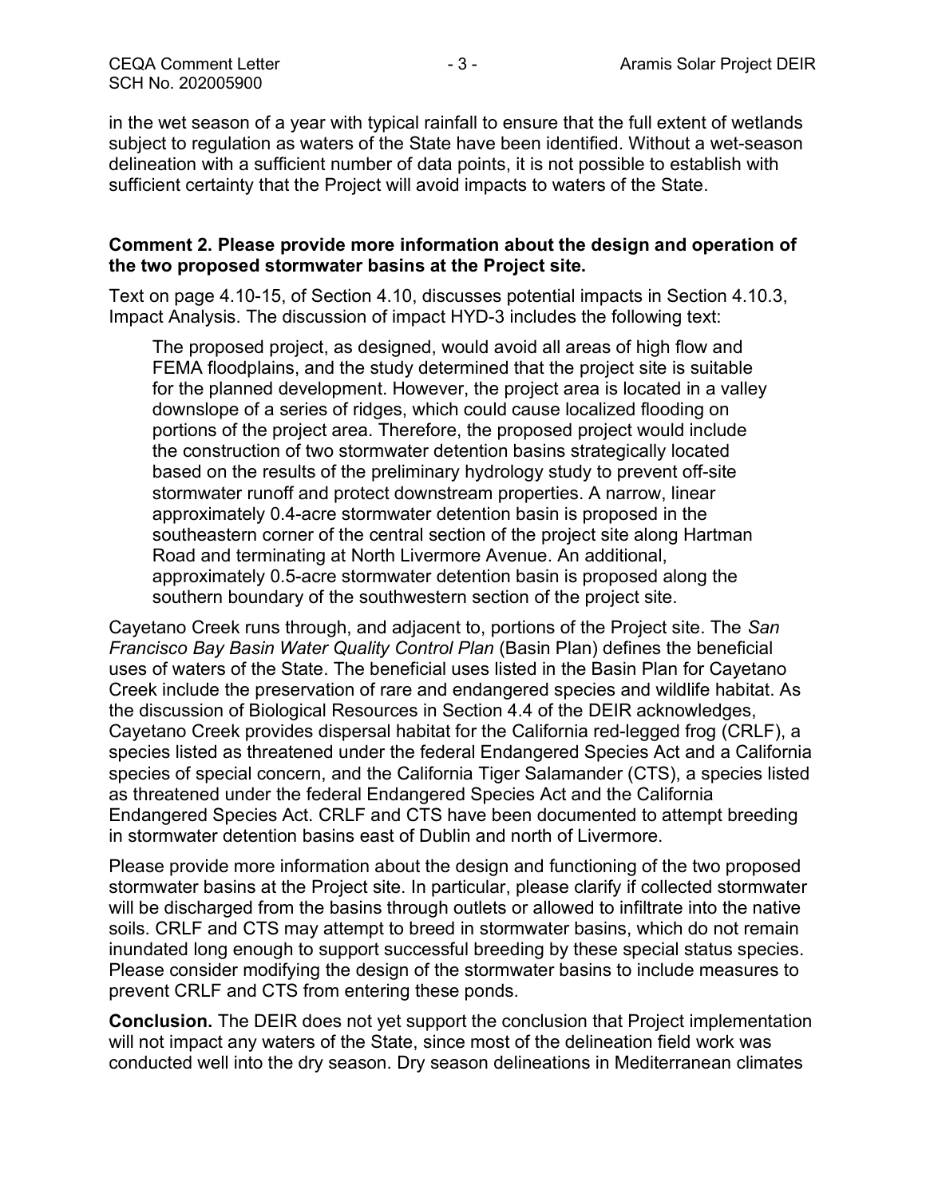in the wet season of a year with typical rainfall to ensure that the full extent of wetlands subject to regulation as waters of the State have been identified. Without a wet-season delineation with a sufficient number of data points, it is not possible to establish with sufficient certainty that the Project will avoid impacts to waters of the State.

**Comment 2. Please provide more information about the design and operation of the two proposed stormwater basins at the Project site.**

Text on page 4.10-15, of Section 4.10, discusses potential impacts in Section 4.10.3, Impact Analysis. The discussion of impact HYD-3 includes the following text:

> The proposed project, as designed, would avoid all areas of high flow and FEMA floodplains, and the study determined that the project site is suitable for the planned development. However, the project area is located in a valley downslope of a series of ridges, which could cause localized flooding on portions of the project area. Therefore, the proposed project would include the construction of two stormwater detention basins strategically located based on the results of the preliminary hydrology study to prevent off-site stormwater runoff and protect downstream properties. A narrow, linear approximately 0.4-acre stormwater detention basin is proposed in the southeastern corner of the central section of the project site along Hartman Road and terminating at North Livermore Avenue. An additional, approximately 0.5-acre stormwater detention basin is proposed along the southern boundary of the southwestern section of the project site.

Cayetano Creek runs through, and adjacent to, portions of the Project site. The *San Francisco Bay Basin Water Quality Control Plan* (Basin Plan) defines the beneficial uses of waters of the State. The beneficial uses listed in the Basin Plan for Cayetano Creek include the preservation of rare and endangered species and wildlife habitat. As the discussion of Biological Resources in Section 4.4 of the DEIR acknowledges, Cayetano Creek provides dispersal habitat for the California red-legged frog (CRLF), a species listed as threatened under the federal Endangered Species Act and a California species of special concern, and the California Tiger Salamander (CTS), a species listed as threatened under the federal Endangered Species Act and the California Endangered Species Act. CRLF and CTS have been documented to attempt breeding in stormwater detention basins east of Dublin and north of Livermore.

Please provide more information about the design and functioning of the two proposed stormwater basins at the Project site. In particular, please clarify if collected stormwater will be discharged from the basins through outlets or allowed to infiltrate into the native soils. CRLF and CTS may attempt to breed in stormwater basins, which do not remain inundated long enough to support successful breeding by these special status species. Please consider modifying the design of the stormwater basins to include measures to prevent CRLF and CTS from entering these ponds.

**Conclusion.** The DEIR does not yet support the conclusion that Project implementation will not impact any waters of the State, since most of the delineation field work was conducted well into the dry season. Dry season delineations in Mediterranean climates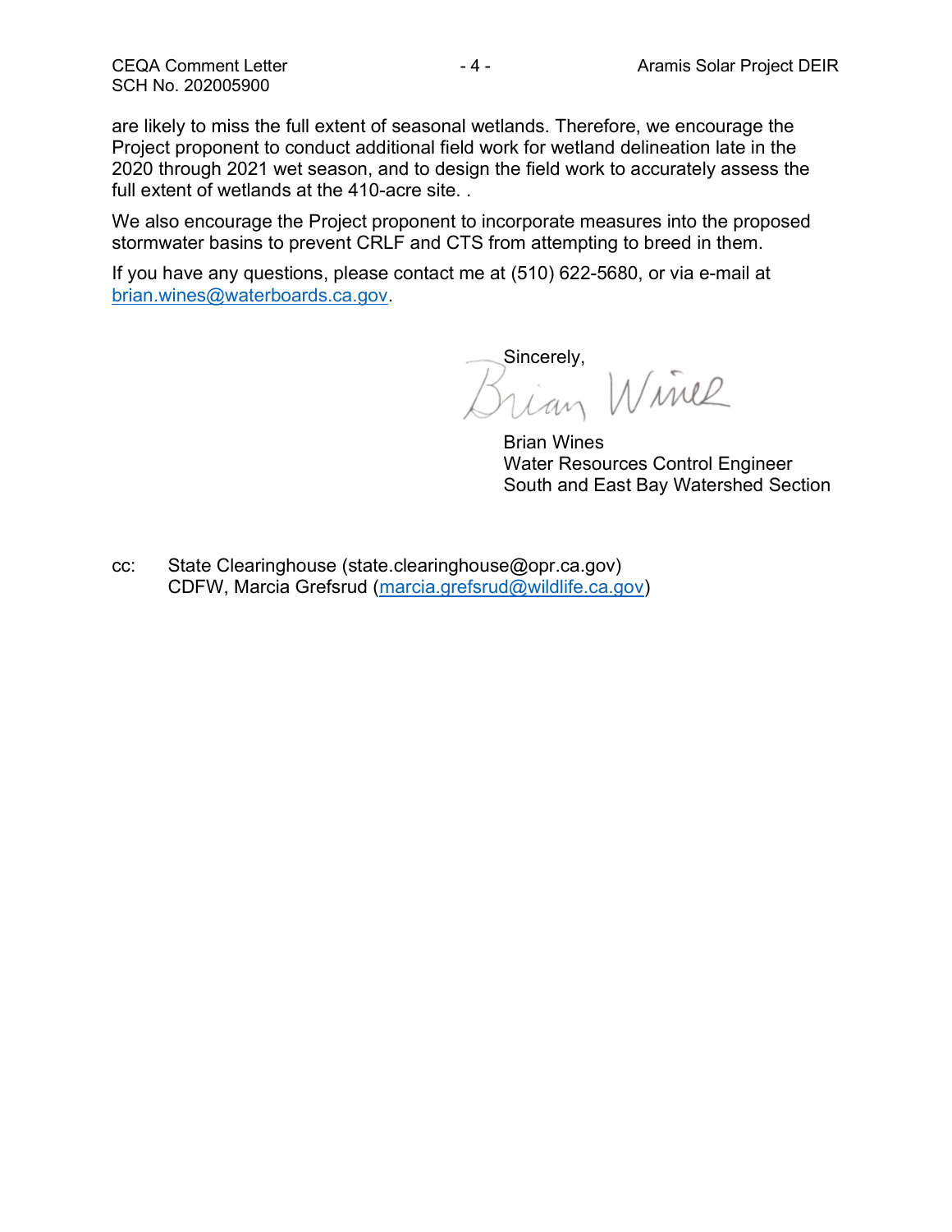are likely to miss the full extent of seasonal wetlands. Therefore, we encourage the Project proponent to conduct additional field work for wetland delineation late in the 2020 through 2021 wet season, and to design the field work to accurately assess the full extent of wetlands at the 410-acre site. .

We also encourage the Project proponent to incorporate measures into the proposed stormwater basins to prevent CRLF and CTS from attempting to breed in them.

If you have any questions, please contact me at (510) 622-5680, or via e-mail at brian.wines@waterboards.ca.gov.

Sincerely,

Brian Wines

Brian Wines
Water Resources Control Engineer
South and East Bay Watershed Section

cc: State Clearinghouse (state.clearinghouse@opr.ca.gov)
CDFW, Marcia Grefsrud (marcia.grefsrud@wildlife.ca.gov)